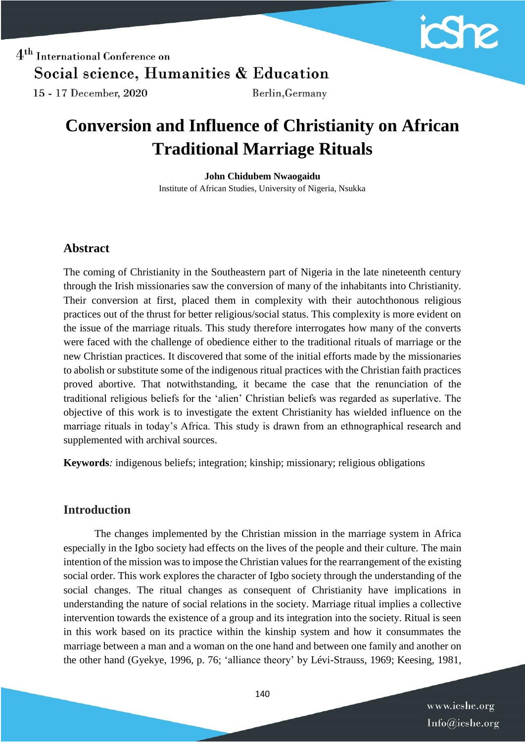# Conversion and Influence of Christianity on African Traditional Marriage Rituals

**John Chidubem Nwaogaidu**

Institute of African Studies, University of Nigeria, Nsukka

## Abstract

The coming of Christianity in the Southeastern part of Nigeria in the late nineteenth century through the Irish missionaries saw the conversion of many of the inhabitants into Christianity. Their conversion at first, placed them in complexity with their autochthonous religious practices out of the thrust for better religious/social status. This complexity is more evident on the issue of the marriage rituals. This study therefore interrogates how many of the converts were faced with the challenge of obedience either to the traditional rituals of marriage or the new Christian practices. It discovered that some of the initial efforts made by the missionaries to abolish or substitute some of the indigenous ritual practices with the Christian faith practices proved abortive. That notwithstanding, it became the case that the renunciation of the traditional religious beliefs for the 'alien' Christian beliefs was regarded as superlative. The objective of this work is to investigate the extent Christianity has wielded influence on the marriage rituals in today's Africa. This study is drawn from an ethnographical research and supplemented with archival sources.

**Keywords***:* indigenous beliefs; integration; kinship; missionary; religious obligations

## Introduction

The changes implemented by the Christian mission in the marriage system in Africa especially in the Igbo society had effects on the lives of the people and their culture. The main intention of the mission was to impose the Christian values for the rearrangement of the existing social order. This work explores the character of Igbo society through the understanding of the social changes. The ritual changes as consequent of Christianity have implications in understanding the nature of social relations in the society. Marriage ritual implies a collective intervention towards the existence of a group and its integration into the society. Ritual is seen in this work based on its practice within the kinship system and how it consummates the marriage between a man and a woman on the one hand and between one family and another on the other hand (Gyekye, 1996, p. 76; 'alliance theory' by Lévi-Strauss, 1969; Keesing, 1981,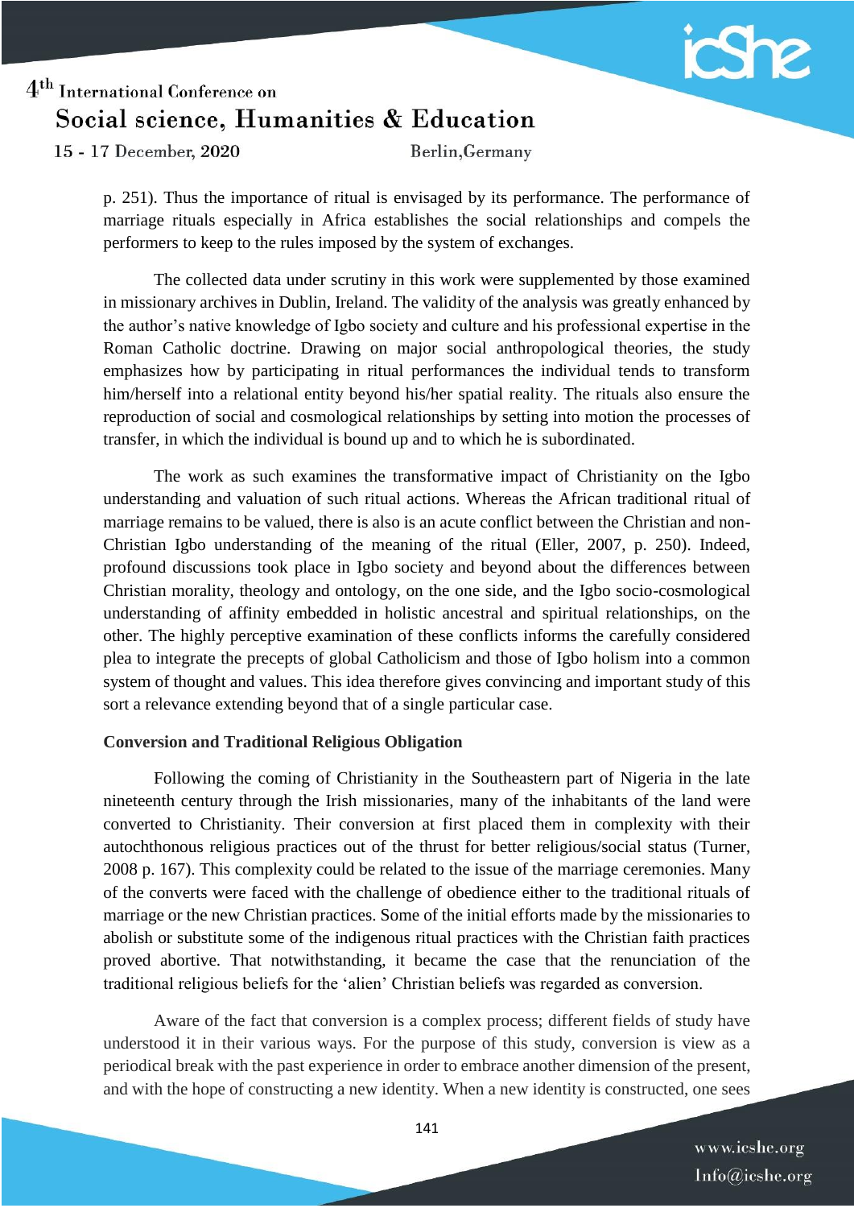p. 251). Thus the importance of ritual is envisaged by its performance. The performance of marriage rituals especially in Africa establishes the social relationships and compels the performers to keep to the rules imposed by the system of exchanges.

The collected data under scrutiny in this work were supplemented by those examined in missionary archives in Dublin, Ireland. The validity of the analysis was greatly enhanced by the author's native knowledge of Igbo society and culture and his professional expertise in the Roman Catholic doctrine. Drawing on major social anthropological theories, the study emphasizes how by participating in ritual performances the individual tends to transform him/herself into a relational entity beyond his/her spatial reality. The rituals also ensure the reproduction of social and cosmological relationships by setting into motion the processes of transfer, in which the individual is bound up and to which he is subordinated.

The work as such examines the transformative impact of Christianity on the Igbo understanding and valuation of such ritual actions. Whereas the African traditional ritual of marriage remains to be valued, there is also is an acute conflict between the Christian and non-Christian Igbo understanding of the meaning of the ritual (Eller, 2007, p. 250). Indeed, profound discussions took place in Igbo society and beyond about the differences between Christian morality, theology and ontology, on the one side, and the Igbo socio-cosmological understanding of affinity embedded in holistic ancestral and spiritual relationships, on the other. The highly perceptive examination of these conflicts informs the carefully considered plea to integrate the precepts of global Catholicism and those of Igbo holism into a common system of thought and values. This idea therefore gives convincing and important study of this sort a relevance extending beyond that of a single particular case.

**Conversion and Traditional Religious Obligation**

Following the coming of Christianity in the Southeastern part of Nigeria in the late nineteenth century through the Irish missionaries, many of the inhabitants of the land were converted to Christianity. Their conversion at first placed them in complexity with their autochthonous religious practices out of the thrust for better religious/social status (Turner, 2008 p. 167). This complexity could be related to the issue of the marriage ceremonies. Many of the converts were faced with the challenge of obedience either to the traditional rituals of marriage or the new Christian practices. Some of the initial efforts made by the missionaries to abolish or substitute some of the indigenous ritual practices with the Christian faith practices proved abortive. That notwithstanding, it became the case that the renunciation of the traditional religious beliefs for the 'alien' Christian beliefs was regarded as conversion.

Aware of the fact that conversion is a complex process; different fields of study have understood it in their various ways. For the purpose of this study, conversion is view as a periodical break with the past experience in order to embrace another dimension of the present, and with the hope of constructing a new identity. When a new identity is constructed, one sees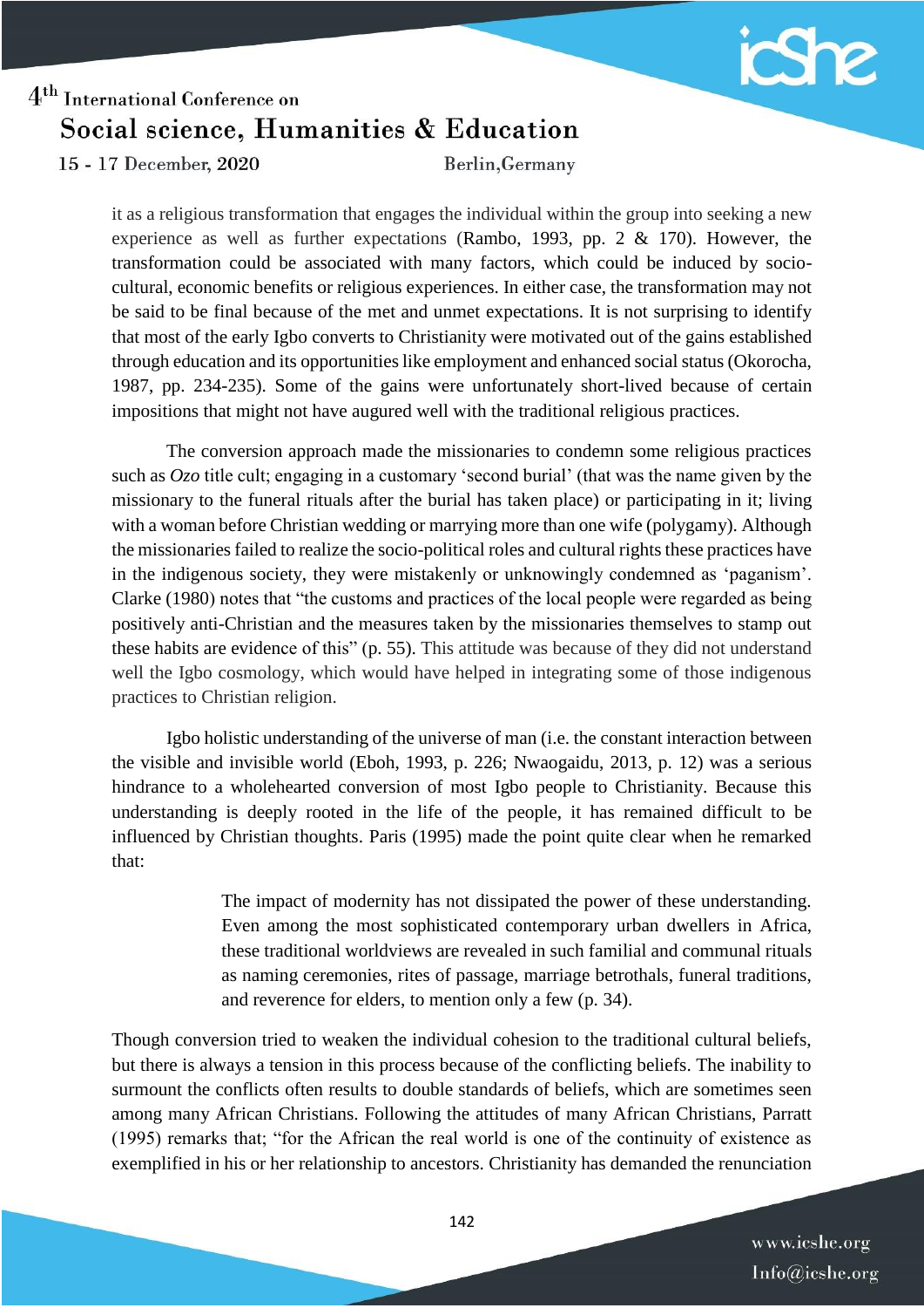it as a religious transformation that engages the individual within the group into seeking a new experience as well as further expectations (Rambo, 1993, pp. 2 & 170). However, the transformation could be associated with many factors, which could be induced by socio-cultural, economic benefits or religious experiences. In either case, the transformation may not be said to be final because of the met and unmet expectations. It is not surprising to identify that most of the early Igbo converts to Christianity were motivated out of the gains established through education and its opportunities like employment and enhanced social status (Okorocha, 1987, pp. 234-235). Some of the gains were unfortunately short-lived because of certain impositions that might not have augured well with the traditional religious practices.

The conversion approach made the missionaries to condemn some religious practices such as *Ozo* title cult; engaging in a customary 'second burial' (that was the name given by the missionary to the funeral rituals after the burial has taken place) or participating in it; living with a woman before Christian wedding or marrying more than one wife (polygamy). Although the missionaries failed to realize the socio-political roles and cultural rights these practices have in the indigenous society, they were mistakenly or unknowingly condemned as 'paganism'. Clarke (1980) notes that "the customs and practices of the local people were regarded as being positively anti-Christian and the measures taken by the missionaries themselves to stamp out these habits are evidence of this" (p. 55). This attitude was because of they did not understand well the Igbo cosmology, which would have helped in integrating some of those indigenous practices to Christian religion.

Igbo holistic understanding of the universe of man (i.e. the constant interaction between the visible and invisible world (Eboh, 1993, p. 226; Nwaogaidu, 2013, p. 12) was a serious hindrance to a wholehearted conversion of most Igbo people to Christianity. Because this understanding is deeply rooted in the life of the people, it has remained difficult to be influenced by Christian thoughts. Paris (1995) made the point quite clear when he remarked that:

> The impact of modernity has not dissipated the power of these understanding. Even among the most sophisticated contemporary urban dwellers in Africa, these traditional worldviews are revealed in such familial and communal rituals as naming ceremonies, rites of passage, marriage betrothals, funeral traditions, and reverence for elders, to mention only a few (p. 34).

Though conversion tried to weaken the individual cohesion to the traditional cultural beliefs, but there is always a tension in this process because of the conflicting beliefs. The inability to surmount the conflicts often results to double standards of beliefs, which are sometimes seen among many African Christians. Following the attitudes of many African Christians, Parratt (1995) remarks that; "for the African the real world is one of the continuity of existence as exemplified in his or her relationship to ancestors. Christianity has demanded the renunciation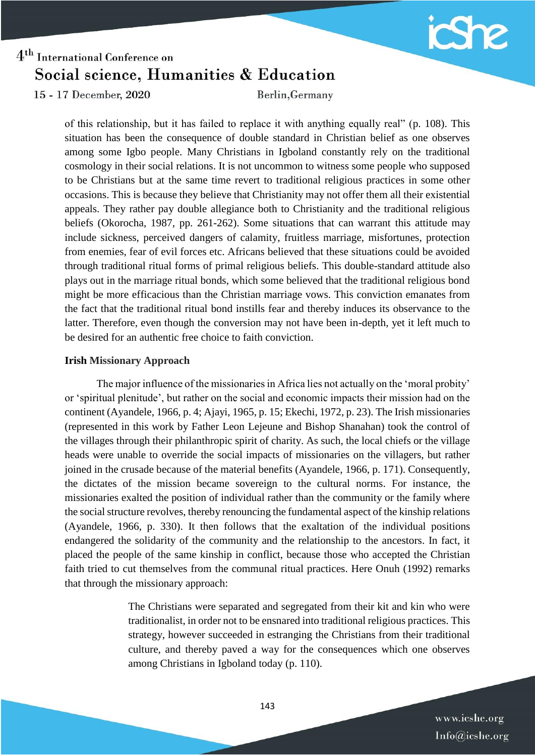of this relationship, but it has failed to replace it with anything equally real" (p. 108). This situation has been the consequence of double standard in Christian belief as one observes among some Igbo people. Many Christians in Igboland constantly rely on the traditional cosmology in their social relations. It is not uncommon to witness some people who supposed to be Christians but at the same time revert to traditional religious practices in some other occasions. This is because they believe that Christianity may not offer them all their existential appeals. They rather pay double allegiance both to Christianity and the traditional religious beliefs (Okorocha, 1987, pp. 261-262). Some situations that can warrant this attitude may include sickness, perceived dangers of calamity, fruitless marriage, misfortunes, protection from enemies, fear of evil forces etc. Africans believed that these situations could be avoided through traditional ritual forms of primal religious beliefs. This double-standard attitude also plays out in the marriage ritual bonds, which some believed that the traditional religious bond might be more efficacious than the Christian marriage vows. This conviction emanates from the fact that the traditional ritual bond instills fear and thereby induces its observance to the latter. Therefore, even though the conversion may not have been in-depth, yet it left much to be desired for an authentic free choice to faith conviction.

**Irish Missionary Approach**

The major influence of the missionaries in Africa lies not actually on the 'moral probity' or 'spiritual plenitude', but rather on the social and economic impacts their mission had on the continent (Ayandele, 1966, p. 4; Ajayi, 1965, p. 15; Ekechi, 1972, p. 23). The Irish missionaries (represented in this work by Father Leon Lejeune and Bishop Shanahan) took the control of the villages through their philanthropic spirit of charity. As such, the local chiefs or the village heads were unable to override the social impacts of missionaries on the villagers, but rather joined in the crusade because of the material benefits (Ayandele, 1966, p. 171). Consequently, the dictates of the mission became sovereign to the cultural norms. For instance, the missionaries exalted the position of individual rather than the community or the family where the social structure revolves, thereby renouncing the fundamental aspect of the kinship relations (Ayandele, 1966, p. 330). It then follows that the exaltation of the individual positions endangered the solidarity of the community and the relationship to the ancestors. In fact, it placed the people of the same kinship in conflict, because those who accepted the Christian faith tried to cut themselves from the communal ritual practices. Here Onuh (1992) remarks that through the missionary approach:

> The Christians were separated and segregated from their kit and kin who were traditionalist, in order not to be ensnared into traditional religious practices. This strategy, however succeeded in estranging the Christians from their traditional culture, and thereby paved a way for the consequences which one observes among Christians in Igboland today (p. 110).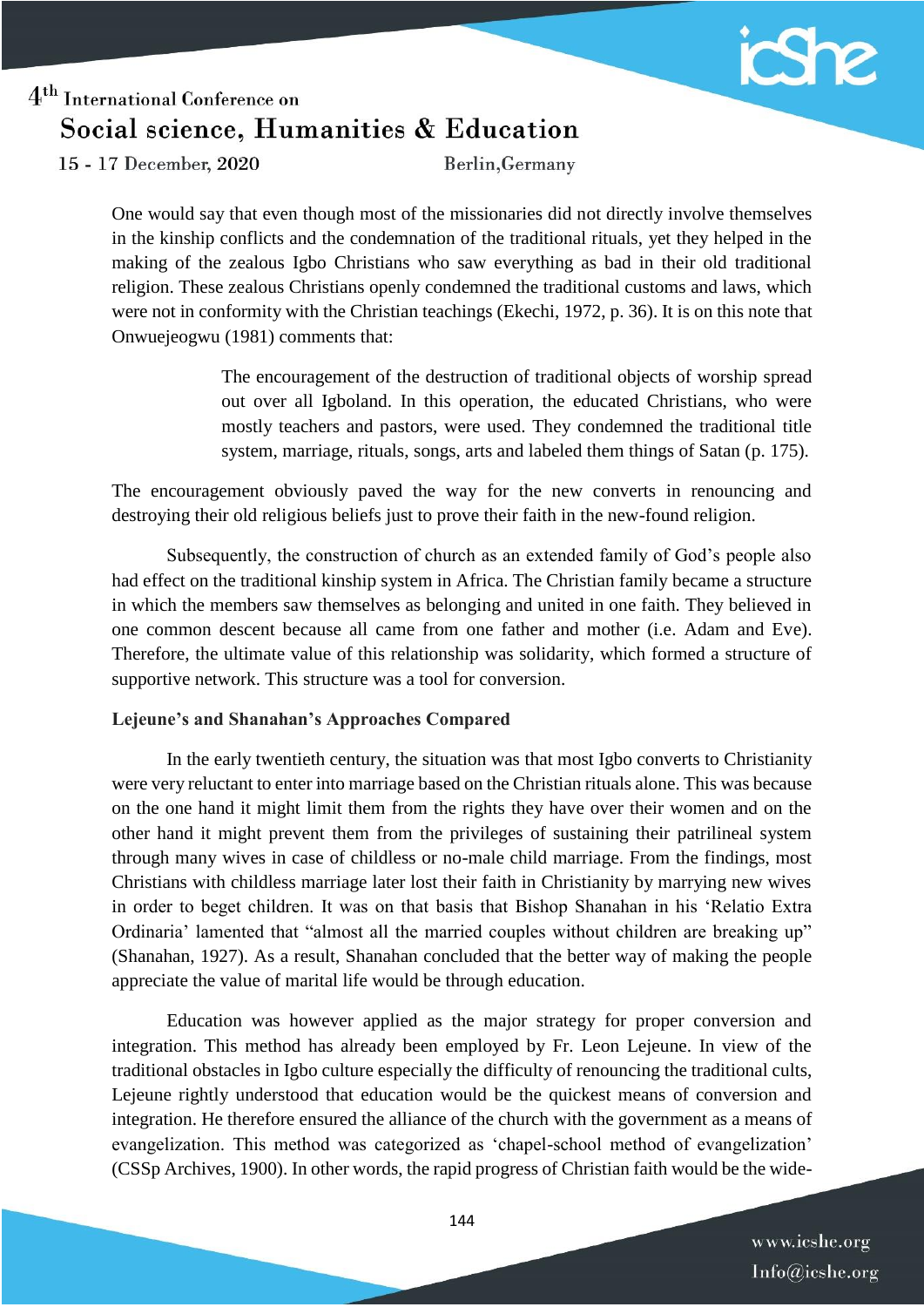One would say that even though most of the missionaries did not directly involve themselves in the kinship conflicts and the condemnation of the traditional rituals, yet they helped in the making of the zealous Igbo Christians who saw everything as bad in their old traditional religion. These zealous Christians openly condemned the traditional customs and laws, which were not in conformity with the Christian teachings (Ekechi, 1972, p. 36). It is on this note that Onwuejeogwu (1981) comments that:

> The encouragement of the destruction of traditional objects of worship spread out over all Igboland. In this operation, the educated Christians, who were mostly teachers and pastors, were used. They condemned the traditional title system, marriage, rituals, songs, arts and labeled them things of Satan (p. 175).

The encouragement obviously paved the way for the new converts in renouncing and destroying their old religious beliefs just to prove their faith in the new-found religion.

Subsequently, the construction of church as an extended family of God's people also had effect on the traditional kinship system in Africa. The Christian family became a structure in which the members saw themselves as belonging and united in one faith. They believed in one common descent because all came from one father and mother (i.e. Adam and Eve). Therefore, the ultimate value of this relationship was solidarity, which formed a structure of supportive network. This structure was a tool for conversion.

**Lejeune's and Shanahan's Approaches Compared**

In the early twentieth century, the situation was that most Igbo converts to Christianity were very reluctant to enter into marriage based on the Christian rituals alone. This was because on the one hand it might limit them from the rights they have over their women and on the other hand it might prevent them from the privileges of sustaining their patrilineal system through many wives in case of childless or no-male child marriage. From the findings, most Christians with childless marriage later lost their faith in Christianity by marrying new wives in order to beget children. It was on that basis that Bishop Shanahan in his 'Relatio Extra Ordinaria' lamented that "almost all the married couples without children are breaking up" (Shanahan, 1927). As a result, Shanahan concluded that the better way of making the people appreciate the value of marital life would be through education.

Education was however applied as the major strategy for proper conversion and integration. This method has already been employed by Fr. Leon Lejeune. In view of the traditional obstacles in Igbo culture especially the difficulty of renouncing the traditional cults, Lejeune rightly understood that education would be the quickest means of conversion and integration. He therefore ensured the alliance of the church with the government as a means of evangelization. This method was categorized as 'chapel-school method of evangelization' (CSSp Archives, 1900). In other words, the rapid progress of Christian faith would be the wide-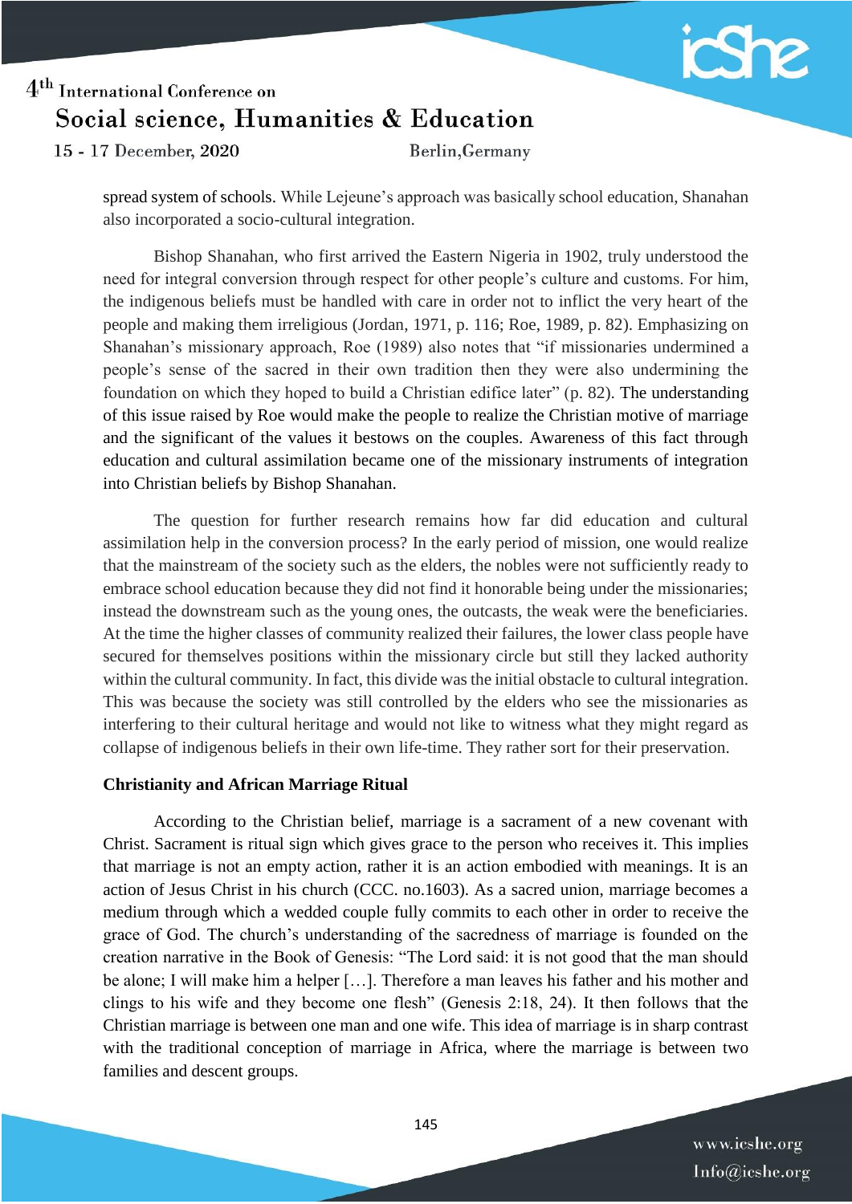spread system of schools. While Lejeune's approach was basically school education, Shanahan also incorporated a socio-cultural integration.

Bishop Shanahan, who first arrived the Eastern Nigeria in 1902, truly understood the need for integral conversion through respect for other people's culture and customs. For him, the indigenous beliefs must be handled with care in order not to inflict the very heart of the people and making them irreligious (Jordan, 1971, p. 116; Roe, 1989, p. 82). Emphasizing on Shanahan's missionary approach, Roe (1989) also notes that "if missionaries undermined a people's sense of the sacred in their own tradition then they were also undermining the foundation on which they hoped to build a Christian edifice later" (p. 82). The understanding of this issue raised by Roe would make the people to realize the Christian motive of marriage and the significant of the values it bestows on the couples. Awareness of this fact through education and cultural assimilation became one of the missionary instruments of integration into Christian beliefs by Bishop Shanahan.

The question for further research remains how far did education and cultural assimilation help in the conversion process? In the early period of mission, one would realize that the mainstream of the society such as the elders, the nobles were not sufficiently ready to embrace school education because they did not find it honorable being under the missionaries; instead the downstream such as the young ones, the outcasts, the weak were the beneficiaries. At the time the higher classes of community realized their failures, the lower class people have secured for themselves positions within the missionary circle but still they lacked authority within the cultural community. In fact, this divide was the initial obstacle to cultural integration. This was because the society was still controlled by the elders who see the missionaries as interfering to their cultural heritage and would not like to witness what they might regard as collapse of indigenous beliefs in their own life-time. They rather sort for their preservation.

**Christianity and African Marriage Ritual**

According to the Christian belief, marriage is a sacrament of a new covenant with Christ. Sacrament is ritual sign which gives grace to the person who receives it. This implies that marriage is not an empty action, rather it is an action embodied with meanings. It is an action of Jesus Christ in his church (CCC. no.1603). As a sacred union, marriage becomes a medium through which a wedded couple fully commits to each other in order to receive the grace of God. The church's understanding of the sacredness of marriage is founded on the creation narrative in the Book of Genesis: "The Lord said: it is not good that the man should be alone; I will make him a helper […]. Therefore a man leaves his father and his mother and clings to his wife and they become one flesh" (Genesis 2:18, 24). It then follows that the Christian marriage is between one man and one wife. This idea of marriage is in sharp contrast with the traditional conception of marriage in Africa, where the marriage is between two families and descent groups.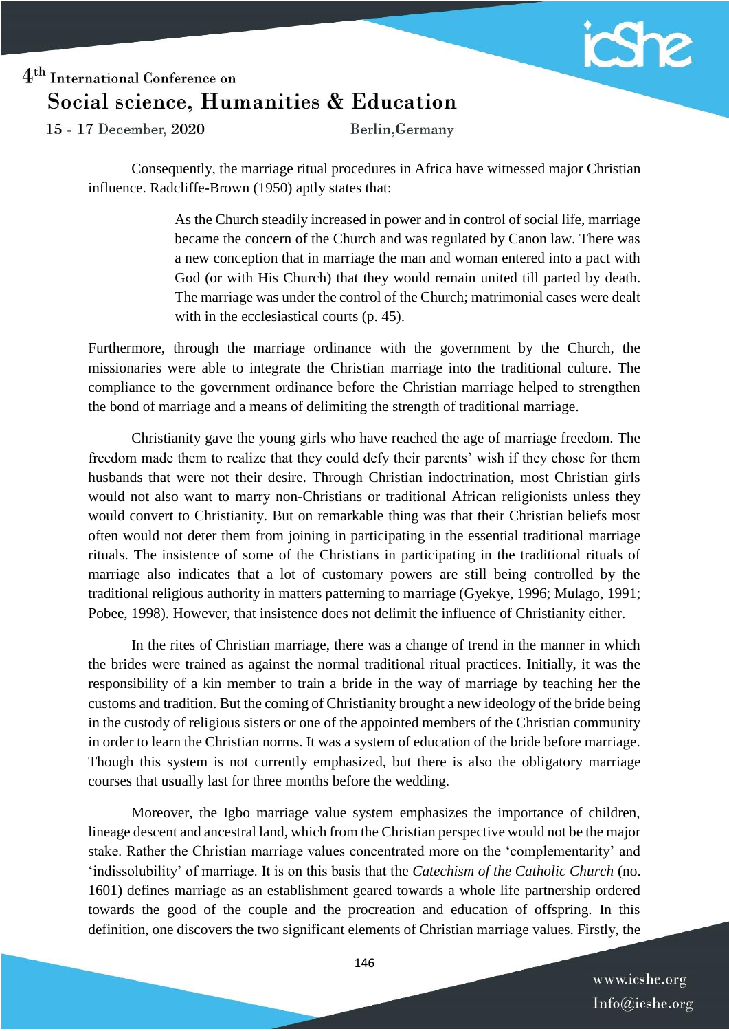Consequently, the marriage ritual procedures in Africa have witnessed major Christian influence. Radcliffe-Brown (1950) aptly states that:

> As the Church steadily increased in power and in control of social life, marriage became the concern of the Church and was regulated by Canon law. There was a new conception that in marriage the man and woman entered into a pact with God (or with His Church) that they would remain united till parted by death. The marriage was under the control of the Church; matrimonial cases were dealt with in the ecclesiastical courts (p. 45).

Furthermore, through the marriage ordinance with the government by the Church, the missionaries were able to integrate the Christian marriage into the traditional culture. The compliance to the government ordinance before the Christian marriage helped to strengthen the bond of marriage and a means of delimiting the strength of traditional marriage.

Christianity gave the young girls who have reached the age of marriage freedom. The freedom made them to realize that they could defy their parents' wish if they chose for them husbands that were not their desire. Through Christian indoctrination, most Christian girls would not also want to marry non-Christians or traditional African religionists unless they would convert to Christianity. But on remarkable thing was that their Christian beliefs most often would not deter them from joining in participating in the essential traditional marriage rituals. The insistence of some of the Christians in participating in the traditional rituals of marriage also indicates that a lot of customary powers are still being controlled by the traditional religious authority in matters patterning to marriage (Gyekye, 1996; Mulago, 1991; Pobee, 1998). However, that insistence does not delimit the influence of Christianity either.

In the rites of Christian marriage, there was a change of trend in the manner in which the brides were trained as against the normal traditional ritual practices. Initially, it was the responsibility of a kin member to train a bride in the way of marriage by teaching her the customs and tradition. But the coming of Christianity brought a new ideology of the bride being in the custody of religious sisters or one of the appointed members of the Christian community in order to learn the Christian norms. It was a system of education of the bride before marriage. Though this system is not currently emphasized, but there is also the obligatory marriage courses that usually last for three months before the wedding.

Moreover, the Igbo marriage value system emphasizes the importance of children, lineage descent and ancestral land, which from the Christian perspective would not be the major stake. Rather the Christian marriage values concentrated more on the 'complementarity' and 'indissolubility' of marriage. It is on this basis that the *Catechism of the Catholic Church* (no. 1601) defines marriage as an establishment geared towards a whole life partnership ordered towards the good of the couple and the procreation and education of offspring. In this definition, one discovers the two significant elements of Christian marriage values. Firstly, the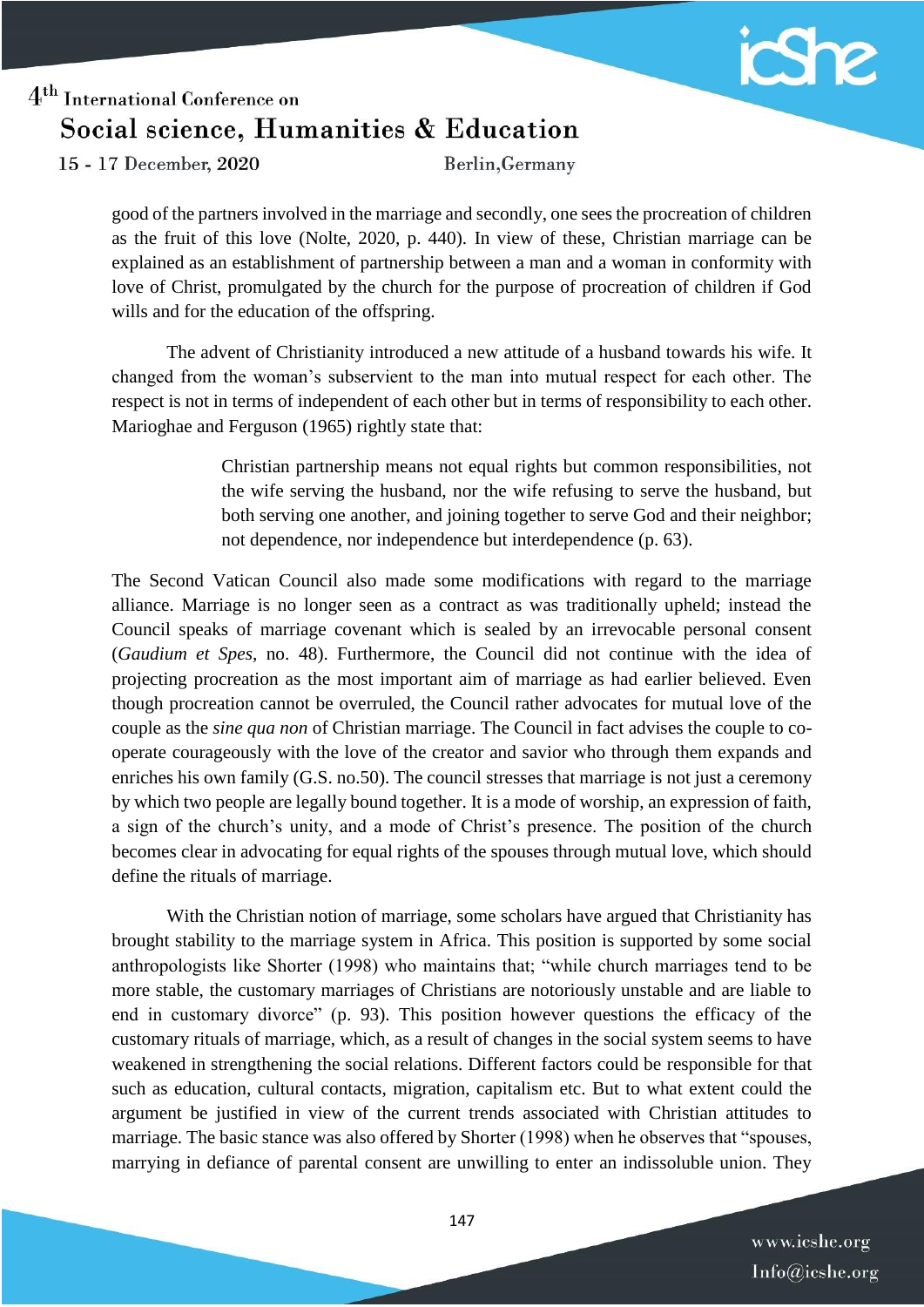good of the partners involved in the marriage and secondly, one sees the procreation of children as the fruit of this love (Nolte, 2020, p. 440). In view of these, Christian marriage can be explained as an establishment of partnership between a man and a woman in conformity with love of Christ, promulgated by the church for the purpose of procreation of children if God wills and for the education of the offspring.

The advent of Christianity introduced a new attitude of a husband towards his wife. It changed from the woman's subservient to the man into mutual respect for each other. The respect is not in terms of independent of each other but in terms of responsibility to each other. Marioghae and Ferguson (1965) rightly state that:

> Christian partnership means not equal rights but common responsibilities, not the wife serving the husband, nor the wife refusing to serve the husband, but both serving one another, and joining together to serve God and their neighbor; not dependence, nor independence but interdependence (p. 63).

The Second Vatican Council also made some modifications with regard to the marriage alliance. Marriage is no longer seen as a contract as was traditionally upheld; instead the Council speaks of marriage covenant which is sealed by an irrevocable personal consent (*Gaudium et Spes*, no. 48). Furthermore, the Council did not continue with the idea of projecting procreation as the most important aim of marriage as had earlier believed. Even though procreation cannot be overruled, the Council rather advocates for mutual love of the couple as the *sine qua non* of Christian marriage. The Council in fact advises the couple to co-operate courageously with the love of the creator and savior who through them expands and enriches his own family (G.S. no.50). The council stresses that marriage is not just a ceremony by which two people are legally bound together. It is a mode of worship, an expression of faith, a sign of the church's unity, and a mode of Christ's presence. The position of the church becomes clear in advocating for equal rights of the spouses through mutual love, which should define the rituals of marriage.

With the Christian notion of marriage, some scholars have argued that Christianity has brought stability to the marriage system in Africa. This position is supported by some social anthropologists like Shorter (1998) who maintains that; "while church marriages tend to be more stable, the customary marriages of Christians are notoriously unstable and are liable to end in customary divorce" (p. 93). This position however questions the efficacy of the customary rituals of marriage, which, as a result of changes in the social system seems to have weakened in strengthening the social relations. Different factors could be responsible for that such as education, cultural contacts, migration, capitalism etc. But to what extent could the argument be justified in view of the current trends associated with Christian attitudes to marriage. The basic stance was also offered by Shorter (1998) when he observes that "spouses, marrying in defiance of parental consent are unwilling to enter an indissoluble union. They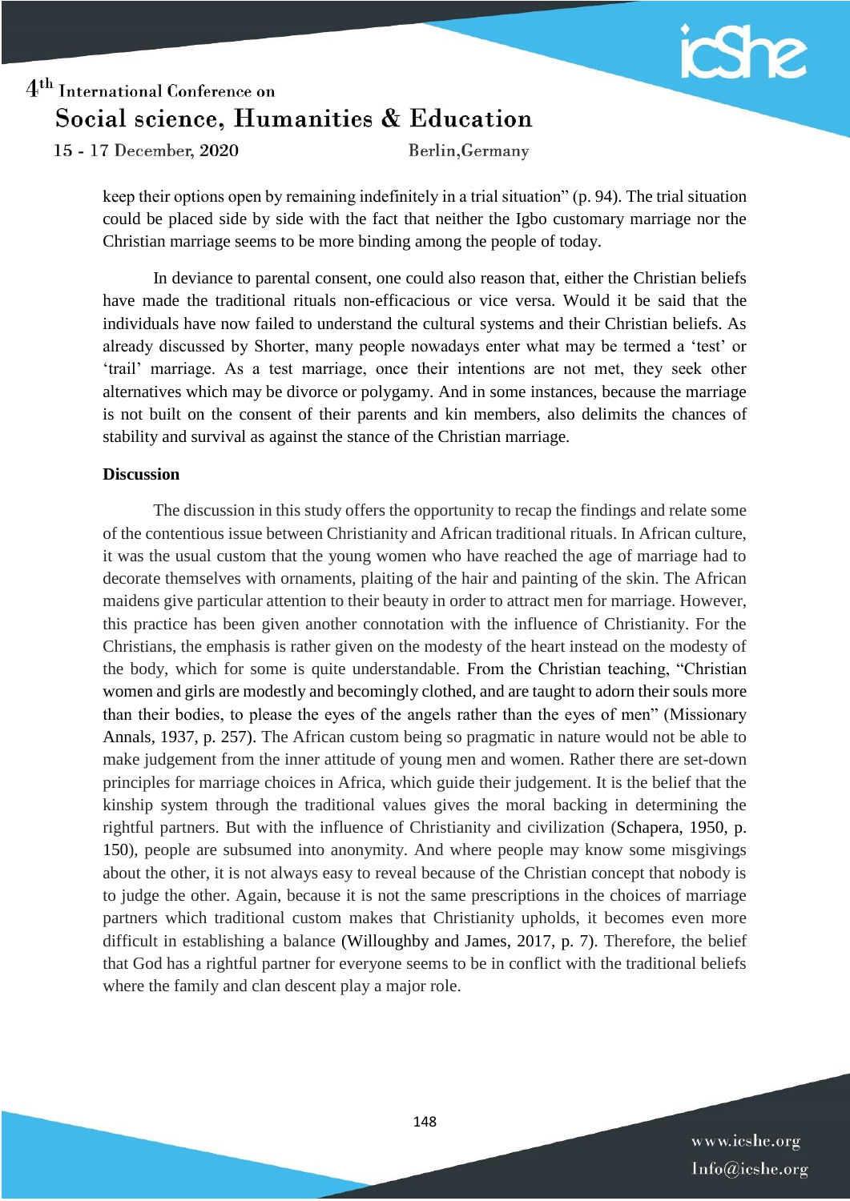keep their options open by remaining indefinitely in a trial situation" (p. 94). The trial situation could be placed side by side with the fact that neither the Igbo customary marriage nor the Christian marriage seems to be more binding among the people of today.

In deviance to parental consent, one could also reason that, either the Christian beliefs have made the traditional rituals non-efficacious or vice versa. Would it be said that the individuals have now failed to understand the cultural systems and their Christian beliefs. As already discussed by Shorter, many people nowadays enter what may be termed a 'test' or 'trail' marriage. As a test marriage, once their intentions are not met, they seek other alternatives which may be divorce or polygamy. And in some instances, because the marriage is not built on the consent of their parents and kin members, also delimits the chances of stability and survival as against the stance of the Christian marriage.

**Discussion**

The discussion in this study offers the opportunity to recap the findings and relate some of the contentious issue between Christianity and African traditional rituals. In African culture, it was the usual custom that the young women who have reached the age of marriage had to decorate themselves with ornaments, plaiting of the hair and painting of the skin. The African maidens give particular attention to their beauty in order to attract men for marriage. However, this practice has been given another connotation with the influence of Christianity. For the Christians, the emphasis is rather given on the modesty of the heart instead on the modesty of the body, which for some is quite understandable. From the Christian teaching, "Christian women and girls are modestly and becomingly clothed, and are taught to adorn their souls more than their bodies, to please the eyes of the angels rather than the eyes of men" (Missionary Annals, 1937, p. 257). The African custom being so pragmatic in nature would not be able to make judgement from the inner attitude of young men and women. Rather there are set-down principles for marriage choices in Africa, which guide their judgement. It is the belief that the kinship system through the traditional values gives the moral backing in determining the rightful partners. But with the influence of Christianity and civilization (Schapera, 1950, p. 150), people are subsumed into anonymity. And where people may know some misgivings about the other, it is not always easy to reveal because of the Christian concept that nobody is to judge the other. Again, because it is not the same prescriptions in the choices of marriage partners which traditional custom makes that Christianity upholds, it becomes even more difficult in establishing a balance (Willoughby and James, 2017, p. 7). Therefore, the belief that God has a rightful partner for everyone seems to be in conflict with the traditional beliefs where the family and clan descent play a major role.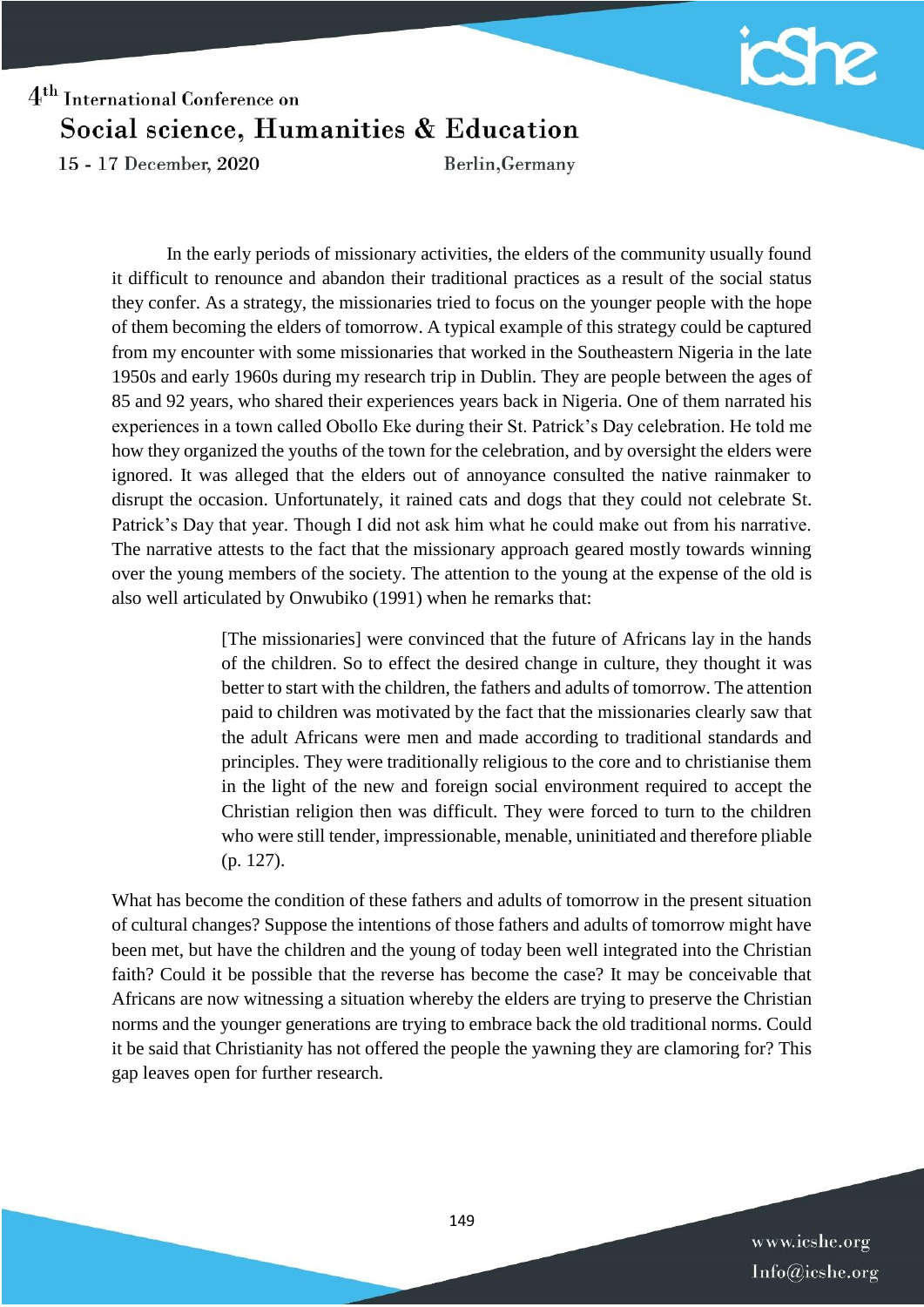In the early periods of missionary activities, the elders of the community usually found it difficult to renounce and abandon their traditional practices as a result of the social status they confer. As a strategy, the missionaries tried to focus on the younger people with the hope of them becoming the elders of tomorrow. A typical example of this strategy could be captured from my encounter with some missionaries that worked in the Southeastern Nigeria in the late 1950s and early 1960s during my research trip in Dublin. They are people between the ages of 85 and 92 years, who shared their experiences years back in Nigeria. One of them narrated his experiences in a town called Obollo Eke during their St. Patrick's Day celebration. He told me how they organized the youths of the town for the celebration, and by oversight the elders were ignored. It was alleged that the elders out of annoyance consulted the native rainmaker to disrupt the occasion. Unfortunately, it rained cats and dogs that they could not celebrate St. Patrick's Day that year. Though I did not ask him what he could make out from his narrative. The narrative attests to the fact that the missionary approach geared mostly towards winning over the young members of the society. The attention to the young at the expense of the old is also well articulated by Onwubiko (1991) when he remarks that:

> [The missionaries] were convinced that the future of Africans lay in the hands of the children. So to effect the desired change in culture, they thought it was better to start with the children, the fathers and adults of tomorrow. The attention paid to children was motivated by the fact that the missionaries clearly saw that the adult Africans were men and made according to traditional standards and principles. They were traditionally religious to the core and to christianise them in the light of the new and foreign social environment required to accept the Christian religion then was difficult. They were forced to turn to the children who were still tender, impressionable, menable, uninitiated and therefore pliable (p. 127).

What has become the condition of these fathers and adults of tomorrow in the present situation of cultural changes? Suppose the intentions of those fathers and adults of tomorrow might have been met, but have the children and the young of today been well integrated into the Christian faith? Could it be possible that the reverse has become the case? It may be conceivable that Africans are now witnessing a situation whereby the elders are trying to preserve the Christian norms and the younger generations are trying to embrace back the old traditional norms. Could it be said that Christianity has not offered the people the yawning they are clamoring for? This gap leaves open for further research.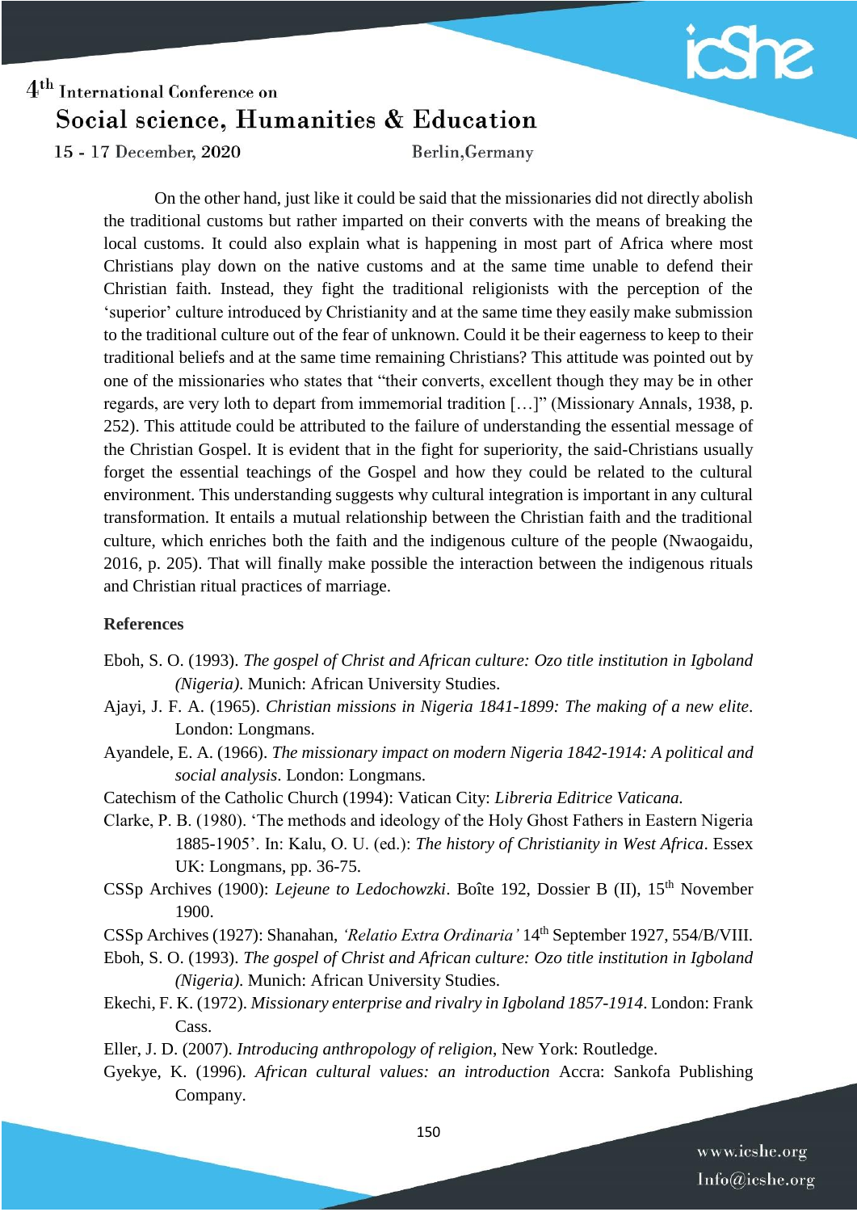On the other hand, just like it could be said that the missionaries did not directly abolish the traditional customs but rather imparted on their converts with the means of breaking the local customs. It could also explain what is happening in most part of Africa where most Christians play down on the native customs and at the same time unable to defend their Christian faith. Instead, they fight the traditional religionists with the perception of the 'superior' culture introduced by Christianity and at the same time they easily make submission to the traditional culture out of the fear of unknown. Could it be their eagerness to keep to their traditional beliefs and at the same time remaining Christians? This attitude was pointed out by one of the missionaries who states that "their converts, excellent though they may be in other regards, are very loth to depart from immemorial tradition […]" (Missionary Annals, 1938, p. 252). This attitude could be attributed to the failure of understanding the essential message of the Christian Gospel. It is evident that in the fight for superiority, the said-Christians usually forget the essential teachings of the Gospel and how they could be related to the cultural environment. This understanding suggests why cultural integration is important in any cultural transformation. It entails a mutual relationship between the Christian faith and the traditional culture, which enriches both the faith and the indigenous culture of the people (Nwaogaidu, 2016, p. 205). That will finally make possible the interaction between the indigenous rituals and Christian ritual practices of marriage.

**References**

Eboh, S. O. (1993). *The gospel of Christ and African culture: Ozo title institution in Igboland (Nigeria)*. Munich: African University Studies.

Ajayi, J. F. A. (1965). *Christian missions in Nigeria 1841-1899: The making of a new elite*. London: Longmans.

Ayandele, E. A. (1966). *The missionary impact on modern Nigeria 1842-1914: A political and social analysis*. London: Longmans.

Catechism of the Catholic Church (1994): Vatican City: *Libreria Editrice Vaticana.*

Clarke, P. B. (1980). 'The methods and ideology of the Holy Ghost Fathers in Eastern Nigeria 1885-1905'. In: Kalu, O. U. (ed.): *The history of Christianity in West Africa*. Essex UK: Longmans, pp. 36-75.

CSSp Archives (1900): *Lejeune to Ledochowzki*. Boîte 192, Dossier B (II), 15th November 1900.

CSSp Archives (1927): Shanahan, *'Relatio Extra Ordinaria'* 14th September 1927, 554/B/VIII.

Eboh, S. O. (1993). *The gospel of Christ and African culture: Ozo title institution in Igboland (Nigeria)*. Munich: African University Studies.

Ekechi, F. K. (1972). *Missionary enterprise and rivalry in Igboland 1857-1914*. London: Frank Cass.

Eller, J. D. (2007). *Introducing anthropology of religion*, New York: Routledge.

Gyekye, K. (1996). *African cultural values: an introduction* Accra: Sankofa Publishing Company.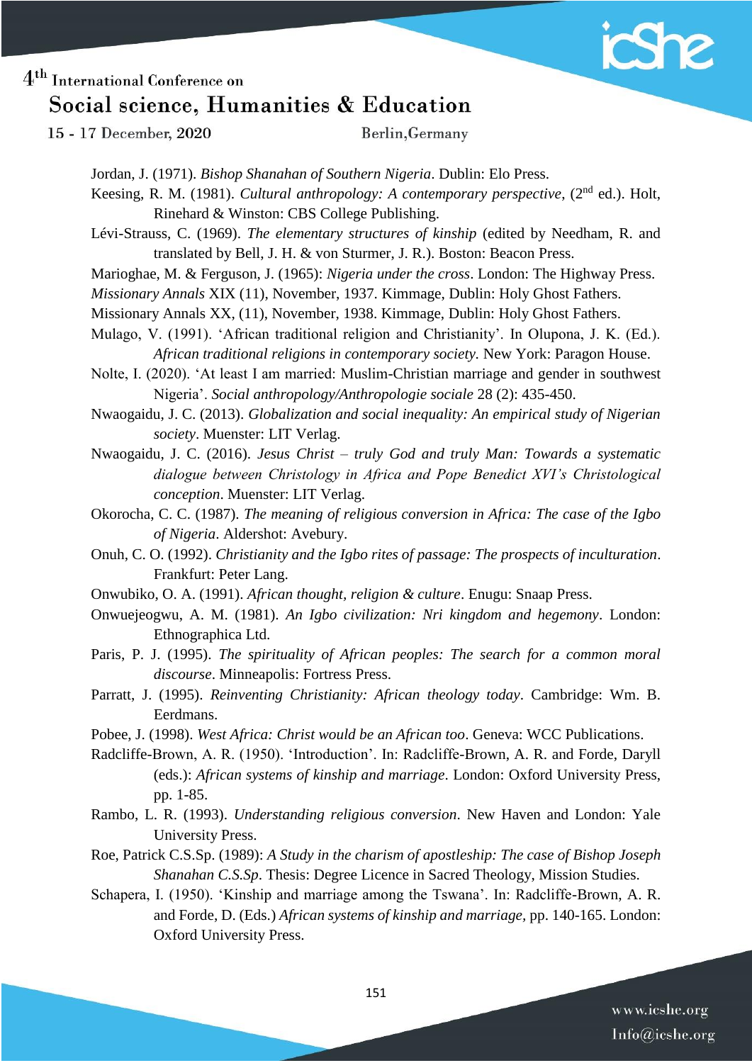Jordan, J. (1971). *Bishop Shanahan of Southern Nigeria*. Dublin: Elo Press.

Keesing, R. M. (1981). *Cultural anthropology: A contemporary perspective*, (2nd ed.). Holt, Rinehard & Winston: CBS College Publishing.

Lévi-Strauss, C. (1969). *The elementary structures of kinship* (edited by Needham, R. and translated by Bell, J. H. & von Sturmer, J. R.). Boston: Beacon Press.

Marioghae, M. & Ferguson, J. (1965): *Nigeria under the cross*. London: The Highway Press.

*Missionary Annals* XIX (11), November, 1937. Kimmage, Dublin: Holy Ghost Fathers.

Missionary Annals XX, (11), November, 1938. Kimmage, Dublin: Holy Ghost Fathers.

Mulago, V. (1991). 'African traditional religion and Christianity'. In Olupona, J. K. (Ed.). *African traditional religions in contemporary society.* New York: Paragon House.

Nolte, I. (2020). 'At least I am married: Muslim-Christian marriage and gender in southwest Nigeria'. *Social anthropology/Anthropologie sociale* 28 (2): 435-450.

Nwaogaidu, J. C. (2013). *Globalization and social inequality: An empirical study of Nigerian society*. Muenster: LIT Verlag.

Nwaogaidu, J. C. (2016). *Jesus Christ – truly God and truly Man: Towards a systematic dialogue between Christology in Africa and Pope Benedict XVI's Christological conception*. Muenster: LIT Verlag.

Okorocha, C. C. (1987). *The meaning of religious conversion in Africa: The case of the Igbo of Nigeria*. Aldershot: Avebury.

Onuh, C. O. (1992). *Christianity and the Igbo rites of passage: The prospects of inculturation*. Frankfurt: Peter Lang.

Onwubiko, O. A. (1991). *African thought, religion & culture*. Enugu: Snaap Press.

Onwuejeogwu, A. M. (1981). *An Igbo civilization: Nri kingdom and hegemony*. London: Ethnographica Ltd.

Paris, P. J. (1995). *The spirituality of African peoples: The search for a common moral discourse*. Minneapolis: Fortress Press.

Parratt, J. (1995). *Reinventing Christianity: African theology today*. Cambridge: Wm. B. Eerdmans.

Pobee, J. (1998). *West Africa: Christ would be an African too*. Geneva: WCC Publications.

Radcliffe-Brown, A. R. (1950). 'Introduction'. In: Radcliffe-Brown, A. R. and Forde, Daryll (eds.): *African systems of kinship and marriage*. London: Oxford University Press, pp. 1-85.

Rambo, L. R. (1993). *Understanding religious conversion*. New Haven and London: Yale University Press.

Roe, Patrick C.S.Sp. (1989): *A Study in the charism of apostleship: The case of Bishop Joseph Shanahan C.S.Sp*. Thesis: Degree Licence in Sacred Theology, Mission Studies.

Schapera, I. (1950). 'Kinship and marriage among the Tswana'. In: Radcliffe-Brown, A. R. and Forde, D. (Eds.) *African systems of kinship and marriage*, pp. 140-165. London: Oxford University Press.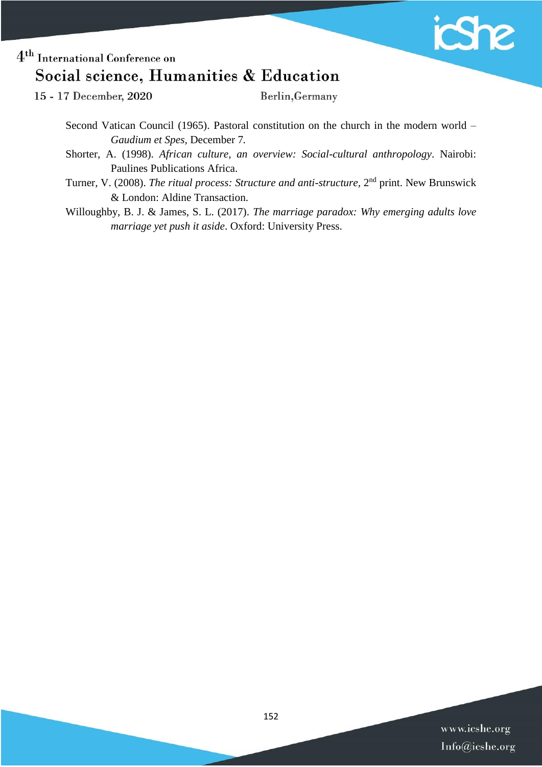Second Vatican Council (1965). Pastoral constitution on the church in the modern world – *Gaudium et Spes*, December 7.

Shorter, A. (1998). *African culture, an overview: Social-cultural anthropology*. Nairobi: Paulines Publications Africa.

Turner, V. (2008). *The ritual process: Structure and anti-structure*, 2nd print. New Brunswick & London: Aldine Transaction.

Willoughby, B. J. & James, S. L. (2017). *The marriage paradox: Why emerging adults love marriage yet push it aside*. Oxford: University Press.